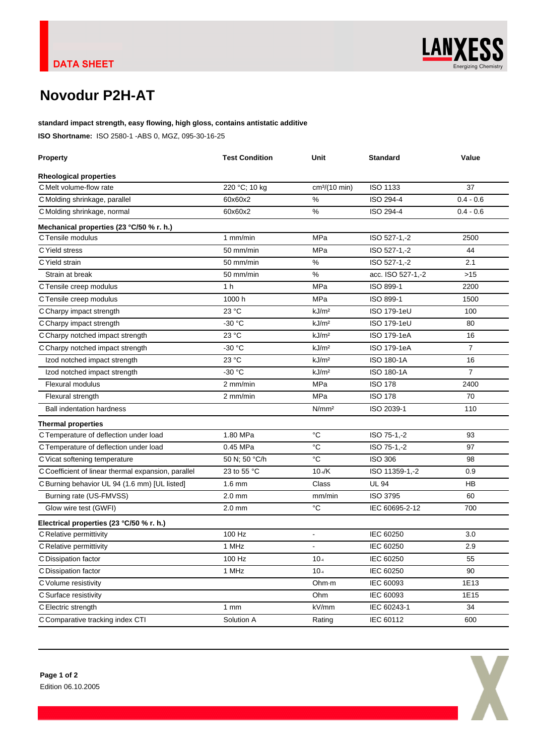DATA SHEET

# Novodur P2H-AT

**standard impact strength, easy flowing, high gloss, contains antistatic additive**

**ISO Shortname:** ISO 2580-1 -ABS 0, MGZ, 095-30-16-25

| Property | Test Condition | Unit | Standard | Value |
|---|---|---|---|---|
| **Rheological properties** | | | | |
| C Melt volume-flow rate | 220 °C; 10 kg | cm³/(10 min) | ISO 1133 | 37 |
| C Molding shrinkage, parallel | 60x60x2 | % | ISO 294-4 | 0.4 - 0.6 |
| C Molding shrinkage, normal | 60x60x2 | % | ISO 294-4 | 0.4 - 0.6 |
| **Mechanical properties (23 °C/50 % r. h.)** | | | | |
| C Tensile modulus | 1 mm/min | MPa | ISO 527-1,-2 | 2500 |
| C Yield stress | 50 mm/min | MPa | ISO 527-1,-2 | 44 |
| C Yield strain | 50 mm/min | % | ISO 527-1,-2 | 2.1 |
| Strain at break | 50 mm/min | % | acc. ISO 527-1,-2 | >15 |
| C Tensile creep modulus | 1 h | MPa | ISO 899-1 | 2200 |
| C Tensile creep modulus | 1000 h | MPa | ISO 899-1 | 1500 |
| C Charpy impact strength | 23 °C | kJ/m² | ISO 179-1eU | 100 |
| C Charpy impact strength | -30 °C | kJ/m² | ISO 179-1eU | 80 |
| C Charpy notched impact strength | 23 °C | kJ/m² | ISO 179-1eA | 16 |
| C Charpy notched impact strength | -30 °C | kJ/m² | ISO 179-1eA | 7 |
| Izod notched impact strength | 23 °C | kJ/m² | ISO 180-1A | 16 |
| Izod notched impact strength | -30 °C | kJ/m² | ISO 180-1A | 7 |
| Flexural modulus | 2 mm/min | MPa | ISO 178 | 2400 |
| Flexural strength | 2 mm/min | MPa | ISO 178 | 70 |
| Ball indentation hardness | | N/mm² | ISO 2039-1 | 110 |
| **Thermal properties** | | | | |
| C Temperature of deflection under load | 1.80 MPa | °C | ISO 75-1,-2 | 93 |
| C Temperature of deflection under load | 0.45 MPa | °C | ISO 75-1,-2 | 97 |
| C Vicat softening temperature | 50 N; 50 °C/h | °C | ISO 306 | 98 |
| C Coefficient of linear thermal expansion, parallel | 23 to 55 °C | $10^{-4}$/K | ISO 11359-1,-2 | 0.9 |
| C Burning behavior UL 94 (1.6 mm) [UL listed] | 1.6 mm | Class | UL 94 | HB |
| Burning rate (US-FMVSS) | 2.0 mm | mm/min | ISO 3795 | 60 |
| Glow wire test (GWFI) | 2.0 mm | °C | IEC 60695-2-12 | 700 |
| **Electrical properties (23 °C/50 % r. h.)** | | | | |
| C Relative permittivity | 100 Hz | - | IEC 60250 | 3.0 |
| C Relative permittivity | 1 MHz | - | IEC 60250 | 2.9 |
| C Dissipation factor | 100 Hz | $10^{-4}$ | IEC 60250 | 55 |
| C Dissipation factor | 1 MHz | $10^{-4}$ | IEC 60250 | 90 |
| C Volume resistivity | | Ohm·m | IEC 60093 | 1E13 |
| C Surface resistivity | | Ohm | IEC 60093 | 1E15 |
| C Electric strength | 1 mm | kV/mm | IEC 60243-1 | 34 |
| C Comparative tracking index CTI | Solution A | Rating | IEC 60112 | 600 |

Edition 06.10.2005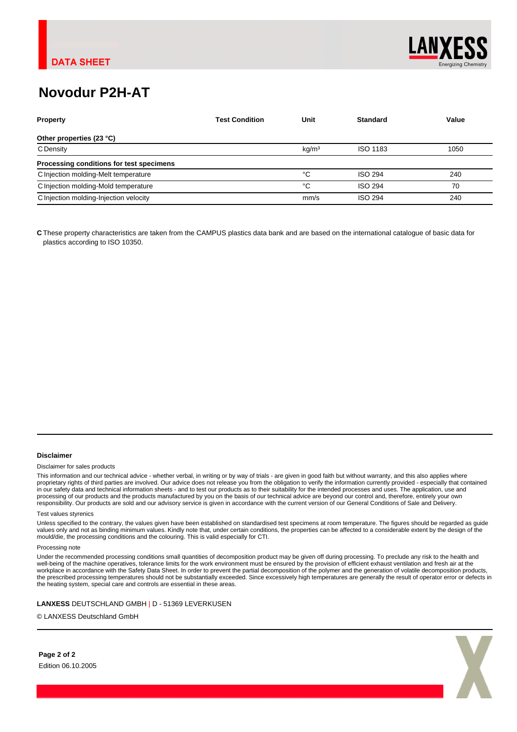DATA SHEET

# Novodur P2H-AT

| Property | Test Condition | Unit | Standard | Value |
|---|---|---|---|---|
| **Other properties (23 °C)** | | | | |
| C Density | | kg/m³ | ISO 1183 | 1050 |
| **Processing conditions for test specimens** | | | | |
| C Injection molding-Melt temperature | | °C | ISO 294 | 240 |
| C Injection molding-Mold temperature | | °C | ISO 294 | 70 |
| C Injection molding-Injection velocity | | mm/s | ISO 294 | 240 |

**C** These property characteristics are taken from the CAMPUS plastics data bank and are based on the international catalogue of basic data for plastics according to ISO 10350.

### Disclaimer

Disclaimer for sales products

This information and our technical advice - whether verbal, in writing or by way of trials - are given in good faith but without warranty, and this also applies where proprietary rights of third parties are involved. Our advice does not release you from the obligation to verify the information currently provided - especially that contained in our safety data and technical information sheets - and to test our products as to their suitability for the intended processes and uses. The application, use and processing of our products and the products manufactured by you on the basis of our technical advice are beyond our control and, therefore, entirely your own responsibility. Our products are sold and our advisory service is given in accordance with the current version of our General Conditions of Sale and Delivery.

Test values styrenics

Unless specified to the contrary, the values given have been established on standardised test specimens at room temperature. The figures should be regarded as guide values only and not as binding minimum values. Kindly note that, under certain conditions, the properties can be affected to a considerable extent by the design of the mould/die, the processing conditions and the colouring. This is valid especially for CTI.

Processing note

Under the recommended processing conditions small quantities of decomposition product may be given off during processing. To preclude any risk to the health and well-being of the machine operatives, tolerance limits for the work environment must be ensured by the provision of efficient exhaust ventilation and fresh air at the workplace in accordance with the Safety Data Sheet. In order to prevent the partial decomposition of the polymer and the generation of volatile decomposition products, the prescribed processing temperatures should not be substantially exceeded. Since excessively high temperatures are generally the result of operator error or defects in the heating system, special care and controls are essential in these areas.

**LANXESS** DEUTSCHLAND GMBH | D - 51369 LEVERKUSEN

© LANXESS Deutschland GmbH

Edition 06.10.2005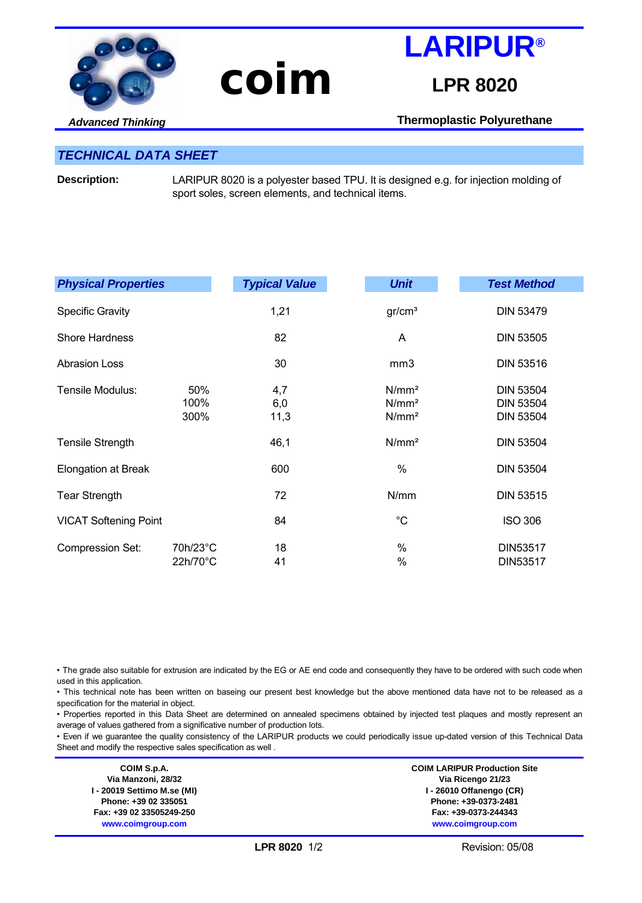coim

*Advanced Thinking*

# LARIPUR®

## LPR 8020

**Thermoplastic Polyurethane**

## *TECHNICAL DATA SHEET*

**Description:** LARIPUR 8020 is a polyester based TPU. It is designed e.g. for injection molding of sport soles, screen elements, and technical items.

| *Physical Properties* | | *Typical Value* | *Unit* | *Test Method* |
|---|---|---|---|---|
| Specific Gravity | | 1,21 | gr/cm³ | DIN 53479 |
| Shore Hardness | | 82 | A | DIN 53505 |
| Abrasion Loss | | 30 | mm3 | DIN 53516 |
| Tensile Modulus: | 50% | 4,7 | N/mm² | DIN 53504 |
| | 100% | 6,0 | N/mm² | DIN 53504 |
| | 300% | 11,3 | N/mm² | DIN 53504 |
| Tensile Strength | | 46,1 | N/mm² | DIN 53504 |
| Elongation at Break | | 600 | % | DIN 53504 |
| Tear Strength | | 72 | N/mm | DIN 53515 |
| VICAT Softening Point | | 84 | °C | ISO 306 |
| Compression Set: | 70h/23°C | 18 | % | DIN53517 |
| | 22h/70°C | 41 | % | DIN53517 |

- The grade also suitable for extrusion are indicated by the EG or AE end code and consequently they have to be ordered with such code when used in this application.
- This technical note has been written on baseing our present best knowledge but the above mentioned data have not to be released as a specification for the material in object.
- Properties reported in this Data Sheet are determined on annealed specimens obtained by injected test plaques and mostly represent an average of values gathered from a significative number of production lots.
- Even if we guarantee the quality consistency of the LARIPUR products we could periodically issue up-dated version of this Technical Data Sheet and modify the respective sales specification as well .

**COIM S.p.A.**
**Via Manzoni, 28/32**
**I - 20019 Settimo M.se (MI)**
**Phone: +39 02 335051**
**Fax: +39 02 33505249-250**
**www.coimgroup.com**

**COIM LARIPUR Production Site**
**Via Ricengo 21/23**
**I - 26010 Offanengo (CR)**
**Phone: +39-0373-2481**
**Fax: +39-0373-244343**
**www.coimgroup.com**

**LPR 8020** 1/2 Revision: 05/08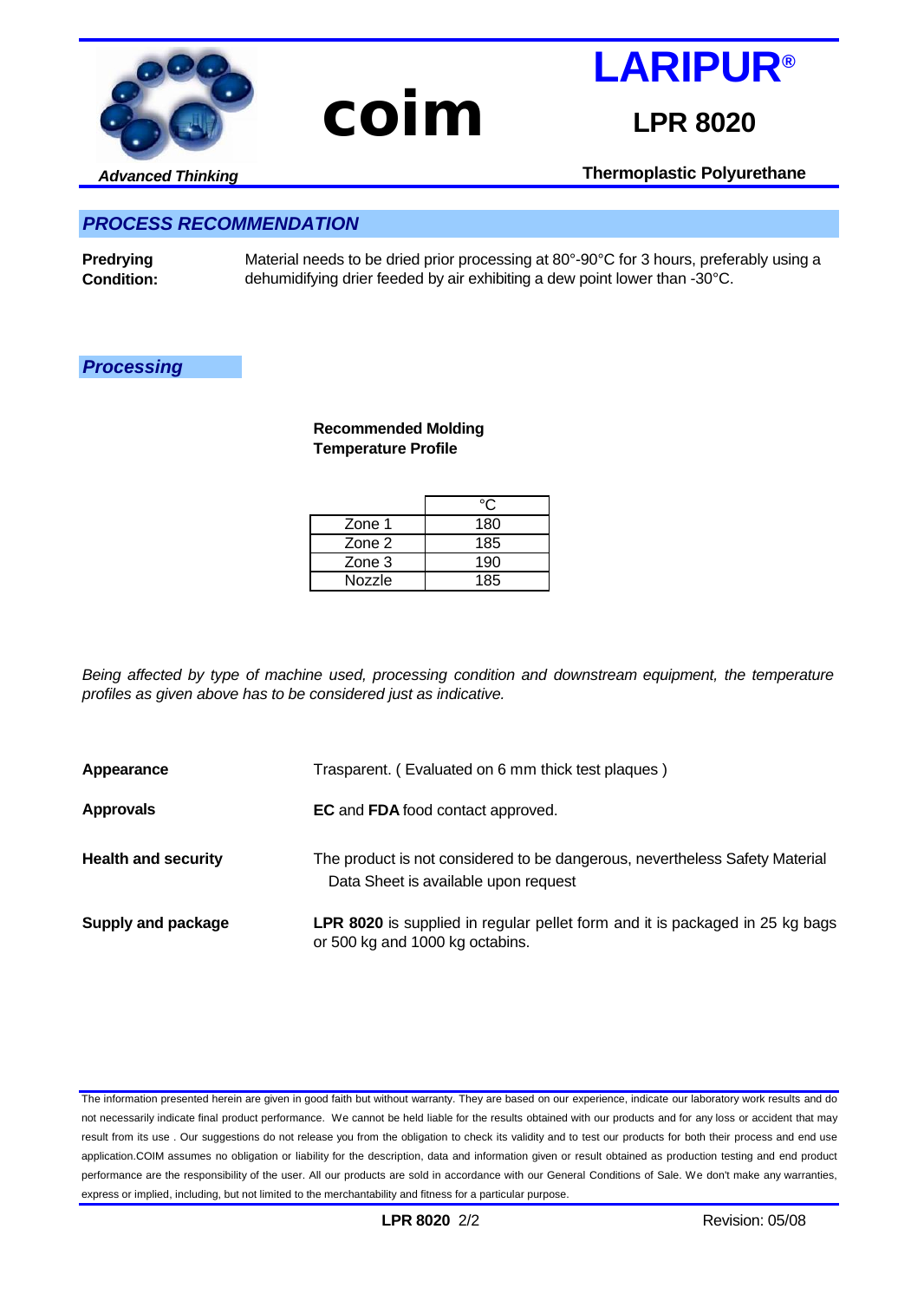**LARIPUR®**

**LPR 8020**

*Advanced Thinking*

**Thermoplastic Polyurethane**

## *PROCESS RECOMMENDATION*

**Predrying Condition:** Material needs to be dried prior processing at 80°-90°C for 3 hours, preferably using a dehumidifying drier feeded by air exhibiting a dew point lower than -30°C.

### *Processing*

**Recommended Molding Temperature Profile**

| | °C |
|---|---|
| Zone 1 | 180 |
| Zone 2 | 185 |
| Zone 3 | 190 |
| Nozzle | 185 |

*Being affected by type of machine used, processing condition and downstream equipment, the temperature profiles as given above has to be considered just as indicative.*

**Appearance** Trasparent. ( Evaluated on 6 mm thick test plaques )

**Approvals** **EC** and **FDA** food contact approved.

**Health and security** The product is not considered to be dangerous, nevertheless Safety Material Data Sheet is available upon request

**Supply and package** **LPR 8020** is supplied in regular pellet form and it is packaged in 25 kg bags or 500 kg and 1000 kg octabins.

The information presented herein are given in good faith but without warranty. They are based on our experience, indicate our laboratory work results and do not necessarily indicate final product performance. We cannot be held liable for the results obtained with our products and for any loss or accident that may result from its use . Our suggestions do not release you from the obligation to check its validity and to test our products for both their process and end use application.COIM assumes no obligation or liability for the description, data and information given or result obtained as production testing and end product performance are the responsibility of the user. All our products are sold in accordance with our General Conditions of Sale. We don't make any warranties, express or implied, including, but not limited to the merchantability and fitness for a particular purpose.

Revision: 05/08